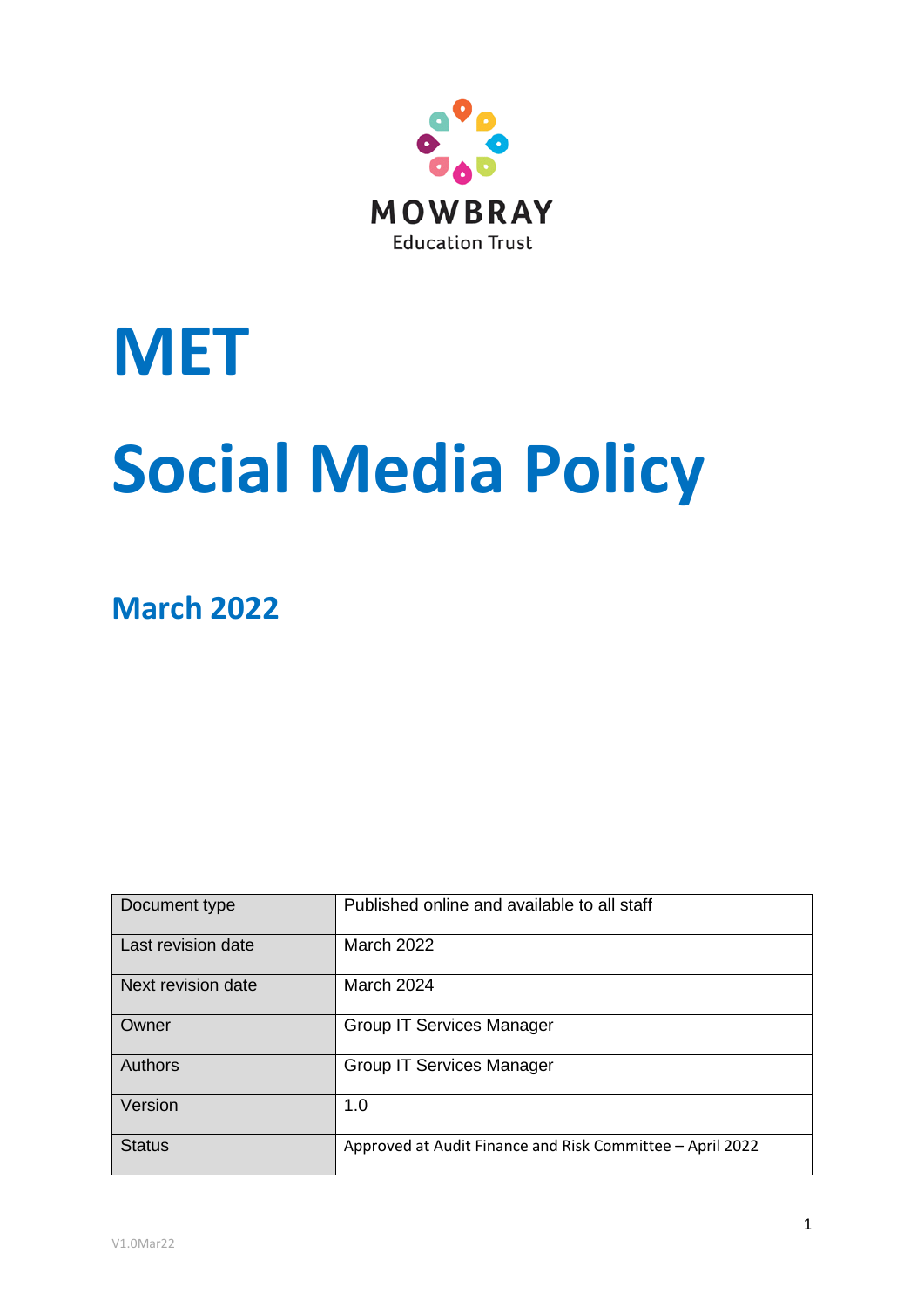MOWBRAY

Education Trust

# MET

# Social Media Policy

## March 2022

| Document type | Published online and available to all staff |
|---|---|
| Last revision date | March 2022 |
| Next revision date | March 2024 |
| Owner | Group IT Services Manager |
| Authors | Group IT Services Manager |
| Version | 1.0 |
| Status | Approved at Audit Finance and Risk Committee – April 2022 |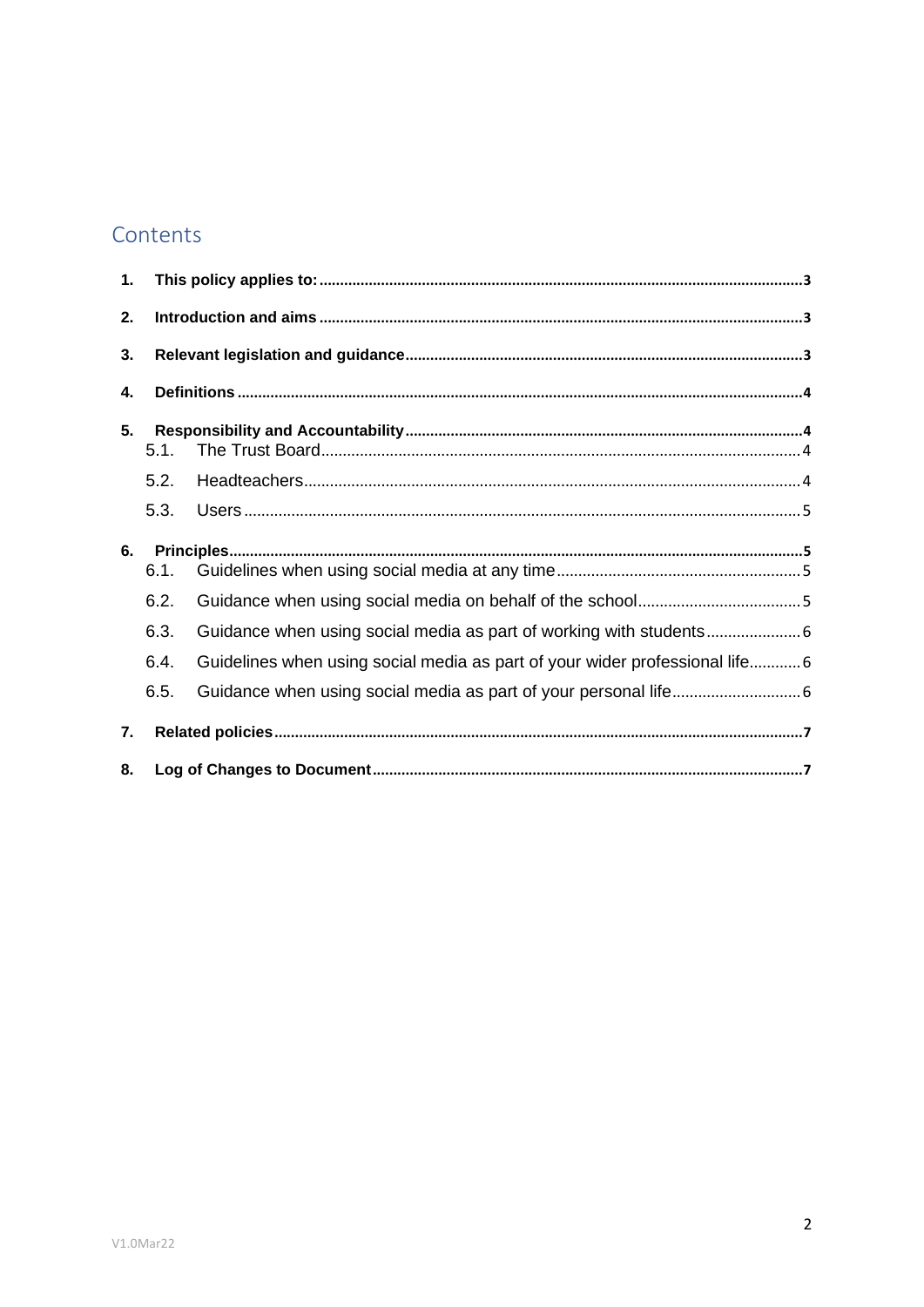# Contents

1. **This policy applies to:** 3
2. **Introduction and aims** 3
3. **Relevant legislation and guidance** 3
4. **Definitions** 4
5. **Responsibility and Accountability** 4
   - 5.1. The Trust Board 4
   - 5.2. Headteachers 4
   - 5.3. Users 5
6. **Principles** 5
   - 6.1. Guidelines when using social media at any time 5
   - 6.2. Guidance when using social media on behalf of the school 5
   - 6.3. Guidance when using social media as part of working with students 6
   - 6.4. Guidelines when using social media as part of your wider professional life 6
   - 6.5. Guidance when using social media as part of your personal life 6
7. **Related policies** 7
8. **Log of Changes to Document** 7

V1.0Mar22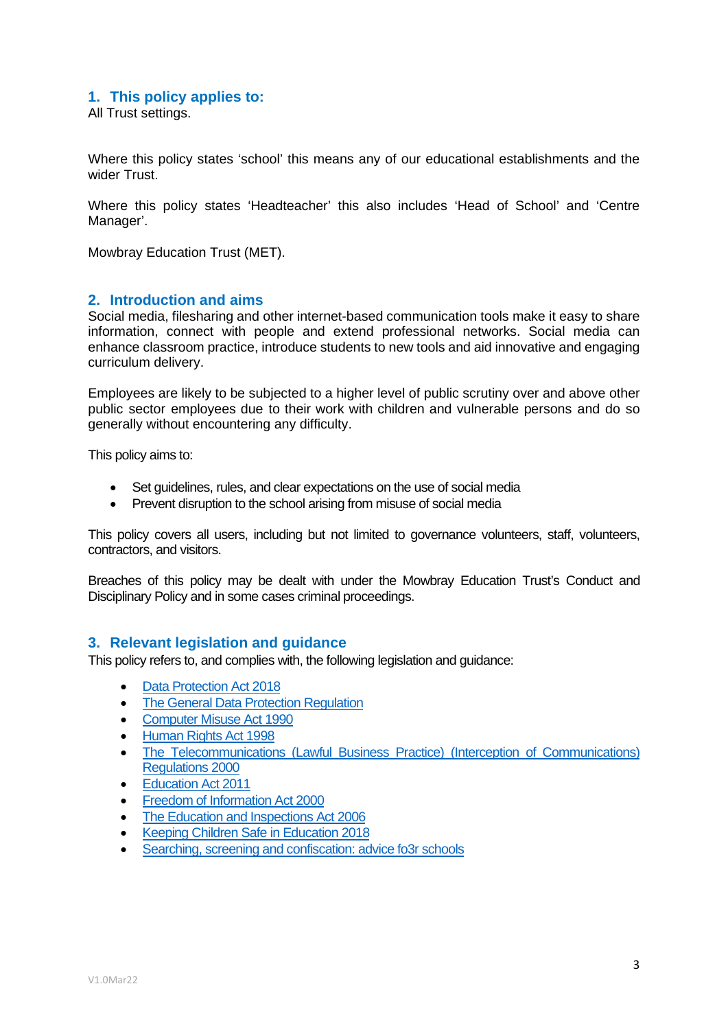## 1. This policy applies to:

All Trust settings.

Where this policy states 'school' this means any of our educational establishments and the wider Trust.

Where this policy states 'Headteacher' this also includes 'Head of School' and 'Centre Manager'.

Mowbray Education Trust (MET).

## 2. Introduction and aims

Social media, filesharing and other internet-based communication tools make it easy to share information, connect with people and extend professional networks. Social media can enhance classroom practice, introduce students to new tools and aid innovative and engaging curriculum delivery.

Employees are likely to be subjected to a higher level of public scrutiny over and above other public sector employees due to their work with children and vulnerable persons and do so generally without encountering any difficulty.

This policy aims to:

- Set guidelines, rules, and clear expectations on the use of social media
- Prevent disruption to the school arising from misuse of social media

This policy covers all users, including but not limited to governance volunteers, staff, volunteers, contractors, and visitors.

Breaches of this policy may be dealt with under the Mowbray Education Trust's Conduct and Disciplinary Policy and in some cases criminal proceedings.

## 3. Relevant legislation and guidance

This policy refers to, and complies with, the following legislation and guidance:

- Data Protection Act 2018
- The General Data Protection Regulation
- Computer Misuse Act 1990
- Human Rights Act 1998
- The Telecommunications (Lawful Business Practice) (Interception of Communications) Regulations 2000
- Education Act 2011
- Freedom of Information Act 2000
- The Education and Inspections Act 2006
- Keeping Children Safe in Education 2018
- Searching, screening and confiscation: advice fo3r schools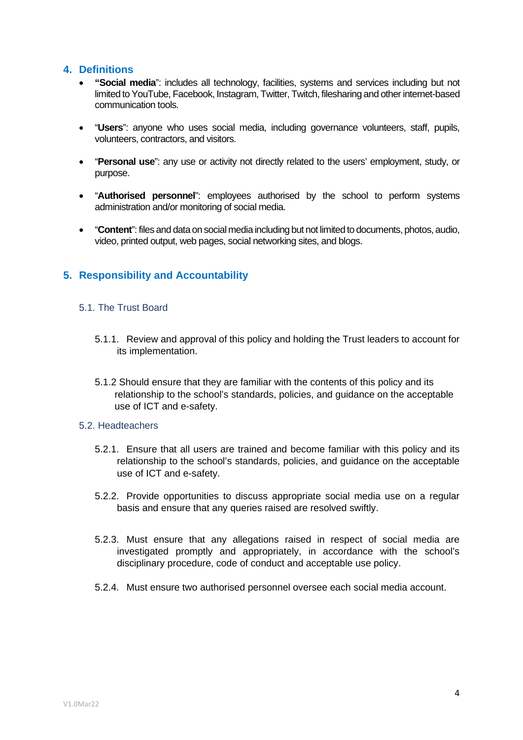## 4. Definitions

- **"Social media**": includes all technology, facilities, systems and services including but not limited to YouTube, Facebook, Instagram, Twitter, Twitch, filesharing and other internet-based communication tools.

- "**Users**": anyone who uses social media, including governance volunteers, staff, pupils, volunteers, contractors, and visitors.

- "**Personal use**": any use or activity not directly related to the users' employment, study, or purpose.

- "**Authorised personnel**": employees authorised by the school to perform systems administration and/or monitoring of social media.

- "**Content**": files and data on social media including but not limited to documents, photos, audio, video, printed output, web pages, social networking sites, and blogs.

## 5. Responsibility and Accountability

### 5.1. The Trust Board

5.1.1. Review and approval of this policy and holding the Trust leaders to account for its implementation.

5.1.2 Should ensure that they are familiar with the contents of this policy and its relationship to the school's standards, policies, and guidance on the acceptable use of ICT and e-safety.

### 5.2. Headteachers

5.2.1. Ensure that all users are trained and become familiar with this policy and its relationship to the school's standards, policies, and guidance on the acceptable use of ICT and e-safety.

5.2.2. Provide opportunities to discuss appropriate social media use on a regular basis and ensure that any queries raised are resolved swiftly.

5.2.3. Must ensure that any allegations raised in respect of social media are investigated promptly and appropriately, in accordance with the school's disciplinary procedure, code of conduct and acceptable use policy.

5.2.4. Must ensure two authorised personnel oversee each social media account.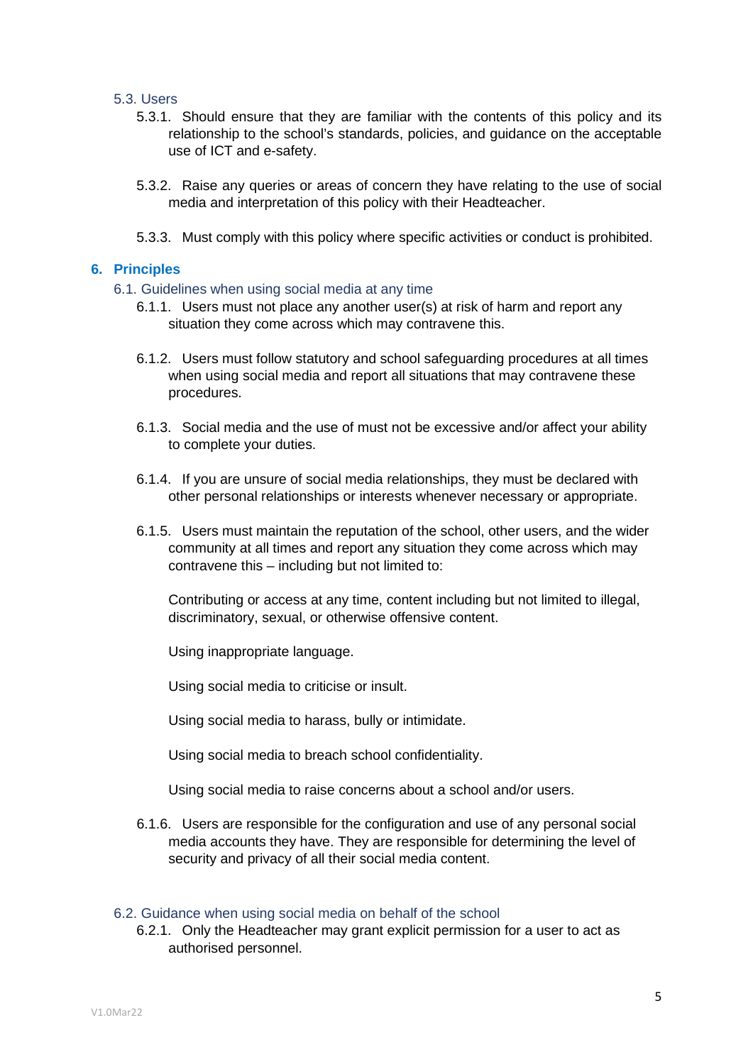### 5.3. Users

5.3.1. Should ensure that they are familiar with the contents of this policy and its relationship to the school's standards, policies, and guidance on the acceptable use of ICT and e-safety.

5.3.2. Raise any queries or areas of concern they have relating to the use of social media and interpretation of this policy with their Headteacher.

5.3.3. Must comply with this policy where specific activities or conduct is prohibited.

## 6. Principles

### 6.1. Guidelines when using social media at any time

6.1.1. Users must not place any another user(s) at risk of harm and report any situation they come across which may contravene this.

6.1.2. Users must follow statutory and school safeguarding procedures at all times when using social media and report all situations that may contravene these procedures.

6.1.3. Social media and the use of must not be excessive and/or affect your ability to complete your duties.

6.1.4. If you are unsure of social media relationships, they must be declared with other personal relationships or interests whenever necessary or appropriate.

6.1.5. Users must maintain the reputation of the school, other users, and the wider community at all times and report any situation they come across which may contravene this – including but not limited to:

Contributing or access at any time, content including but not limited to illegal, discriminatory, sexual, or otherwise offensive content.

Using inappropriate language.

Using social media to criticise or insult.

Using social media to harass, bully or intimidate.

Using social media to breach school confidentiality.

Using social media to raise concerns about a school and/or users.

6.1.6. Users are responsible for the configuration and use of any personal social media accounts they have. They are responsible for determining the level of security and privacy of all their social media content.

### 6.2. Guidance when using social media on behalf of the school

6.2.1. Only the Headteacher may grant explicit permission for a user to act as authorised personnel.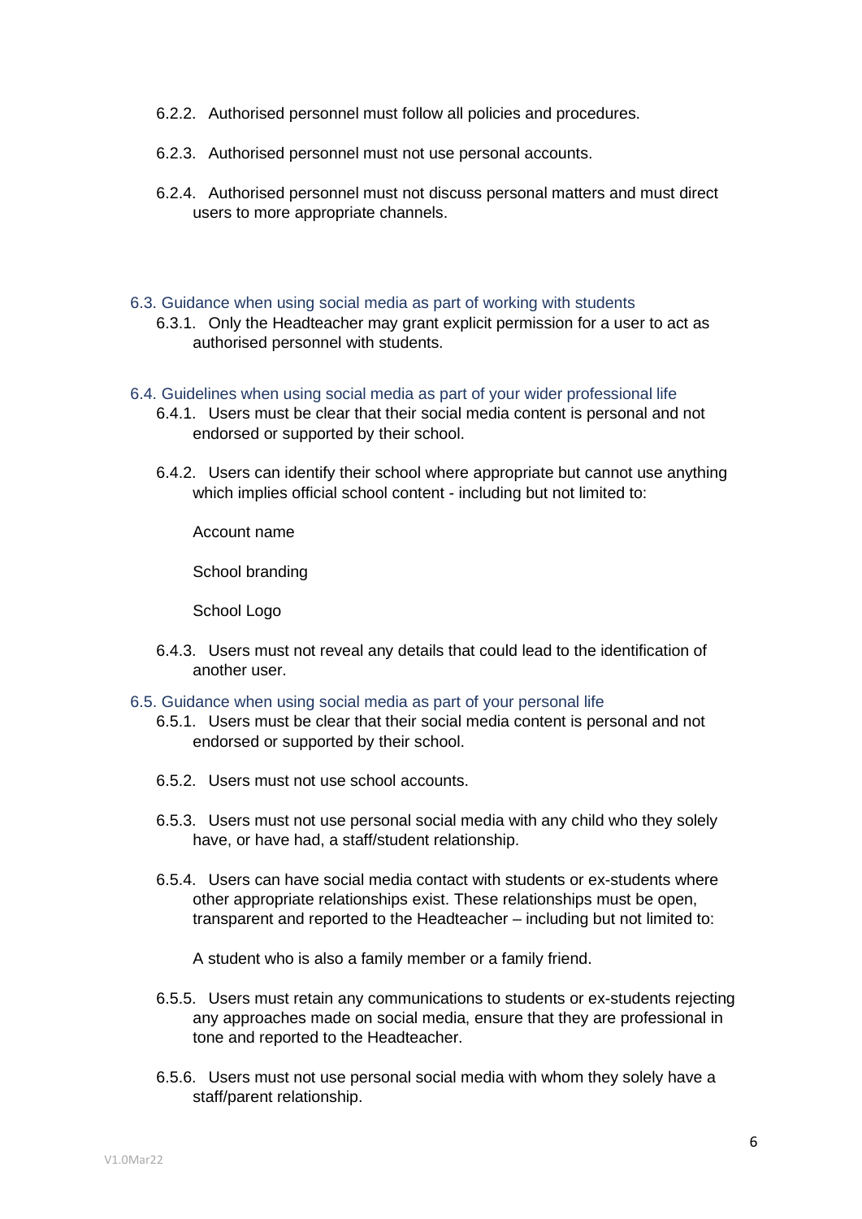6.2.2. Authorised personnel must follow all policies and procedures.

6.2.3. Authorised personnel must not use personal accounts.

6.2.4. Authorised personnel must not discuss personal matters and must direct users to more appropriate channels.

### 6.3. Guidance when using social media as part of working with students

6.3.1. Only the Headteacher may grant explicit permission for a user to act as authorised personnel with students.

### 6.4. Guidelines when using social media as part of your wider professional life

6.4.1. Users must be clear that their social media content is personal and not endorsed or supported by their school.

6.4.2. Users can identify their school where appropriate but cannot use anything which implies official school content - including but not limited to:

Account name

School branding

School Logo

6.4.3. Users must not reveal any details that could lead to the identification of another user.

### 6.5. Guidance when using social media as part of your personal life

6.5.1. Users must be clear that their social media content is personal and not endorsed or supported by their school.

6.5.2. Users must not use school accounts.

6.5.3. Users must not use personal social media with any child who they solely have, or have had, a staff/student relationship.

6.5.4. Users can have social media contact with students or ex-students where other appropriate relationships exist. These relationships must be open, transparent and reported to the Headteacher – including but not limited to:

A student who is also a family member or a family friend.

6.5.5. Users must retain any communications to students or ex-students rejecting any approaches made on social media, ensure that they are professional in tone and reported to the Headteacher.

6.5.6. Users must not use personal social media with whom they solely have a staff/parent relationship.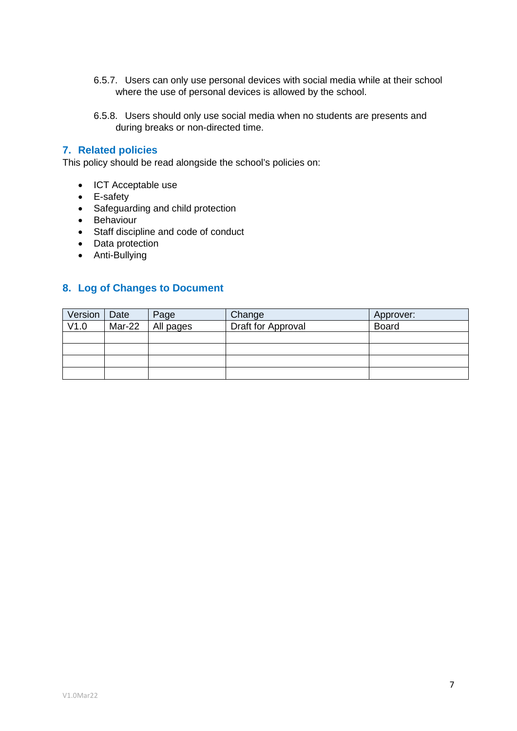6.5.7. Users can only use personal devices with social media while at their school where the use of personal devices is allowed by the school.

6.5.8. Users should only use social media when no students are presents and during breaks or non-directed time.

## 7. Related policies

This policy should be read alongside the school's policies on:

- ICT Acceptable use
- E-safety
- Safeguarding and child protection
- Behaviour
- Staff discipline and code of conduct
- Data protection
- Anti-Bullying

## 8. Log of Changes to Document

| Version | Date | Page | Change | Approver: |
|---|---|---|---|---|
| V1.0 | Mar-22 | All pages | Draft for Approval | Board |
| | | | | |
| | | | | |
| | | | | |
| | | | | |